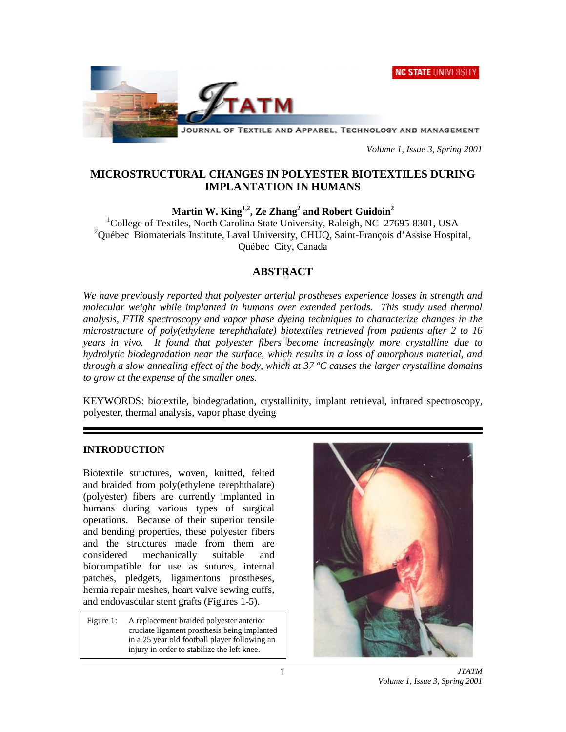# MICROSTRUCTURAL CHANGES IN POLYESTER BIOTEXTILES DURING IMPLANTATION IN HUMANS

**Martin W. King[1,2], Ze Zhang[2] and Robert Guidoin[2]**

[1]College of Textiles, North Carolina State University, Raleigh, NC 27695-8301, USA
[2]Québec Biomaterials Institute, Laval University, CHUQ, Saint-François d'Assise Hospital, Québec City, Canada

## ABSTRACT

*We have previously reported that polyester arterial prostheses experience losses in strength and molecular weight while implanted in humans over extended periods. This study used thermal analysis, FTIR spectroscopy and vapor phase dyeing techniques to characterize changes in the microstructure of poly(ethylene terephthalate) biotextiles retrieved from patients after 2 to 16 years in vivo. It found that polyester fibers become increasingly more crystalline due to hydrolytic biodegradation near the surface, which results in a loss of amorphous material, and through a slow annealing effect of the body, which at 37 ºC causes the larger crystalline domains to grow at the expense of the smaller ones.*

KEYWORDS: biotextile, biodegradation, crystallinity, implant retrieval, infrared spectroscopy, polyester, thermal analysis, vapor phase dyeing

## INTRODUCTION

Biotextile structures, woven, knitted, felted and braided from poly(ethylene terephthalate) (polyester) fibers are currently implanted in humans during various types of surgical operations. Because of their superior tensile and bending properties, these polyester fibers and the structures made from them are considered mechanically suitable and biocompatible for use as sutures, internal patches, pledgets, ligamentous prostheses, hernia repair meshes, heart valve sewing cuffs, and endovascular stent grafts (Figures 1-5).

Figure 1: A replacement braided polyester anterior cruciate ligament prosthesis being implanted in a 25 year old football player following an injury in order to stabilize the left knee.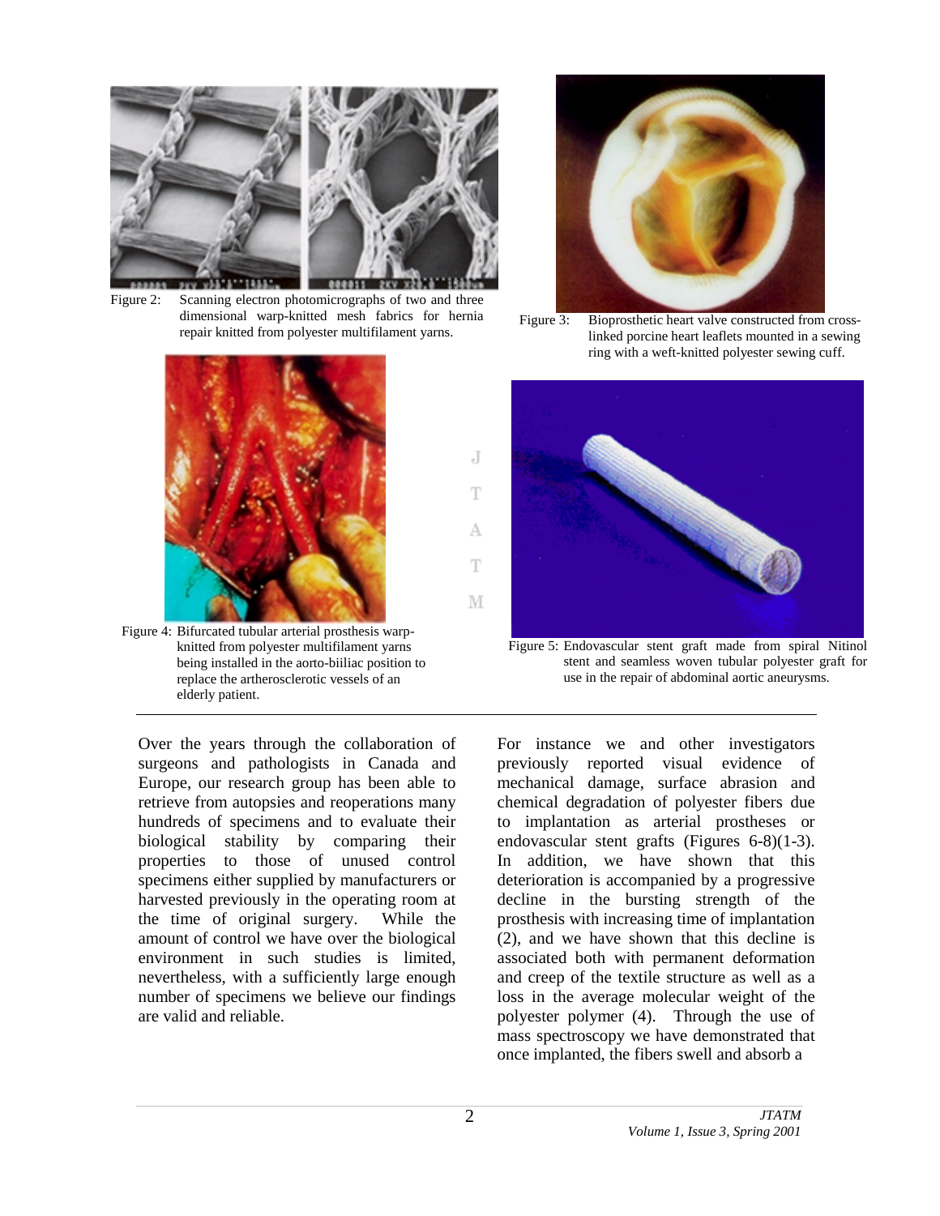Figure 2: Scanning electron photomicrographs of two and three dimensional warp-knitted mesh fabrics for hernia repair knitted from polyester multifilament yarns.

Figure 3: Bioprosthetic heart valve constructed from cross-linked porcine heart leaflets mounted in a sewing ring with a weft-knitted polyester sewing cuff.

Figure 4: Bifurcated tubular arterial prosthesis warp-knitted from polyester multifilament yarns being installed in the aorto-biiliac position to replace the artherosclerotic vessels of an elderly patient.

Figure 5: Endovascular stent graft made from spiral Nitinol stent and seamless woven tubular polyester graft for use in the repair of abdominal aortic aneurysms.

---

Over the years through the collaboration of surgeons and pathologists in Canada and Europe, our research group has been able to retrieve from autopsies and reoperations many hundreds of specimens and to evaluate their biological stability by comparing their properties to those of unused control specimens either supplied by manufacturers or harvested previously in the operating room at the time of original surgery. While the amount of control we have over the biological environment in such studies is limited, nevertheless, with a sufficiently large enough number of specimens we believe our findings are valid and reliable.

For instance we and other investigators previously reported visual evidence of mechanical damage, surface abrasion and chemical degradation of polyester fibers due to implantation as arterial prostheses or endovascular stent grafts (Figures 6-8)(1-3). In addition, we have shown that this deterioration is accompanied by a progressive decline in the bursting strength of the prosthesis with increasing time of implantation (2), and we have shown that this decline is associated both with permanent deformation and creep of the textile structure as well as a loss in the average molecular weight of the polyester polymer (4). Through the use of mass spectroscopy we have demonstrated that once implanted, the fibers swell and absorb a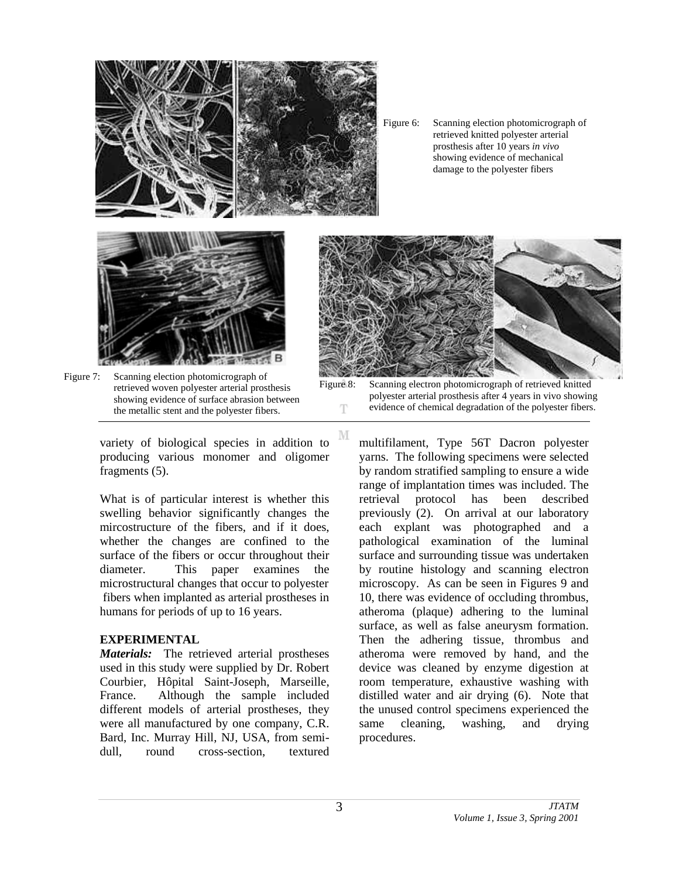Figure 6: Scanning election photomicrograph of retrieved knitted polyester arterial prosthesis after 10 years *in vivo* showing evidence of mechanical damage to the polyester fibers

Figure 7: Scanning election photomicrograph of retrieved woven polyester arterial prosthesis showing evidence of surface abrasion between the metallic stent and the polyester fibers.

Figure 8: Scanning electron photomicrograph of retrieved knitted polyester arterial prosthesis after 4 years in vivo showing evidence of chemical degradation of the polyester fibers.

variety of biological species in addition to producing various monomer and oligomer fragments (5).

What is of particular interest is whether this swelling behavior significantly changes the mircostructure of the fibers, and if it does, whether the changes are confined to the surface of the fibers or occur throughout their diameter. This paper examines the microstructural changes that occur to polyester fibers when implanted as arterial prostheses in humans for periods of up to 16 years.

## EXPERIMENTAL

***Materials:*** The retrieved arterial prostheses used in this study were supplied by Dr. Robert Courbier, Hôpital Saint-Joseph, Marseille, France. Although the sample included different models of arterial prostheses, they were all manufactured by one company, C.R. Bard, Inc. Murray Hill, NJ, USA, from semi-dull, round cross-section, textured multifilament, Type 56T Dacron polyester yarns. The following specimens were selected by random stratified sampling to ensure a wide range of implantation times was included. The retrieval protocol has been described previously (2). On arrival at our laboratory each explant was photographed and a pathological examination of the luminal surface and surrounding tissue was undertaken by routine histology and scanning electron microscopy. As can be seen in Figures 9 and 10, there was evidence of occluding thrombus, atheroma (plaque) adhering to the luminal surface, as well as false aneurysm formation. Then the adhering tissue, thrombus and atheroma were removed by hand, and the device was cleaned by enzyme digestion at room temperature, exhaustive washing with distilled water and air drying (6). Note that the unused control specimens experienced the same cleaning, washing, and drying procedures.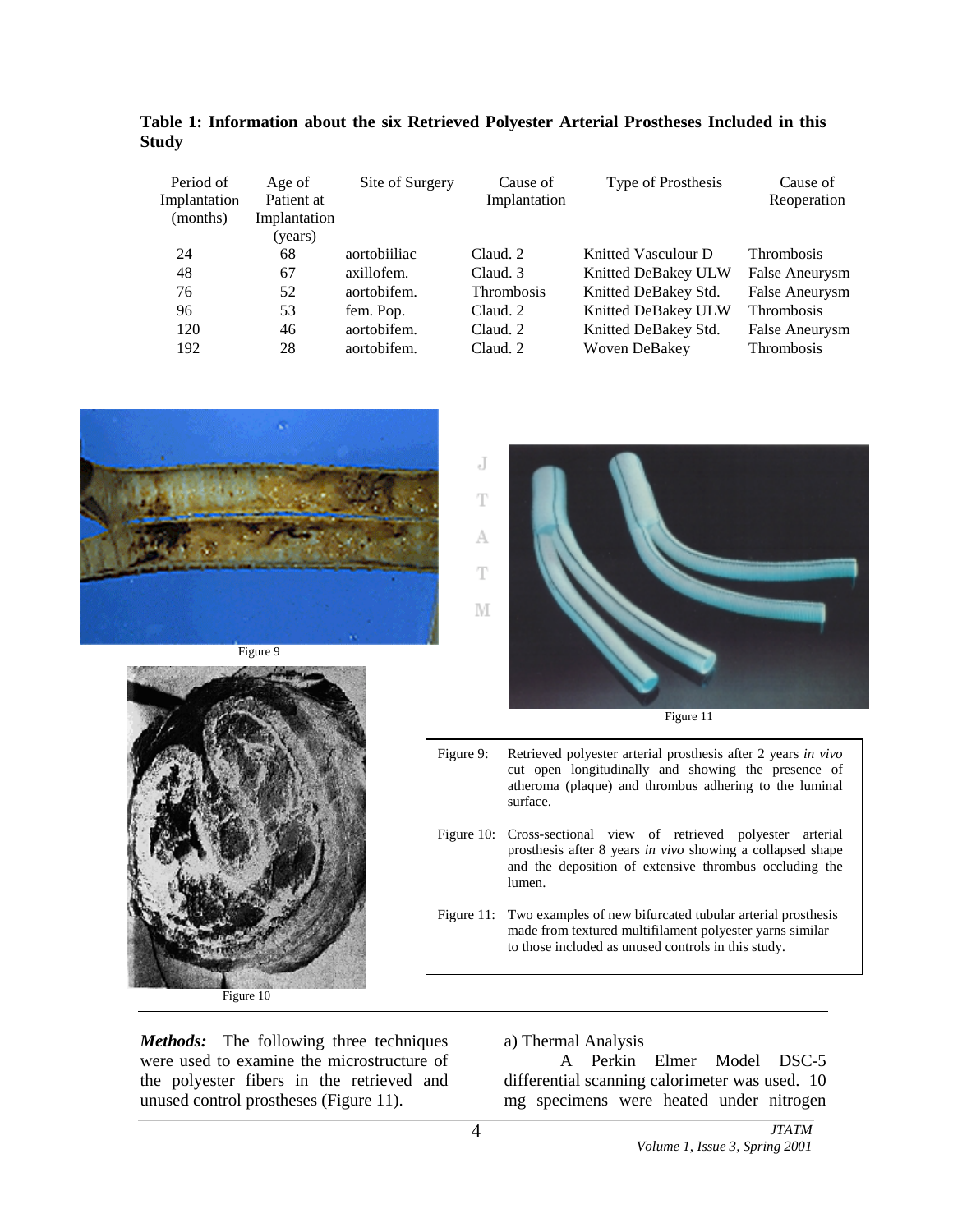**Table 1: Information about the six Retrieved Polyester Arterial Prostheses Included in this Study**

| Period of Implantation (months) | Age of Patient at Implantation (years) | Site of Surgery | Cause of Implantation | Type of Prosthesis | Cause of Reoperation |
|---|---|---|---|---|---|
| 24 | 68 | aortobiiliac | Claud. 2 | Knitted Vasculour D | Thrombosis |
| 48 | 67 | axillofem. | Claud. 3 | Knitted DeBakey ULW | False Aneurysm |
| 76 | 52 | aortobifem. | Thrombosis | Knitted DeBakey Std. | False Aneurysm |
| 96 | 53 | fem. Pop. | Claud. 2 | Knitted DeBakey ULW | Thrombosis |
| 120 | 46 | aortobifem. | Claud. 2 | Knitted DeBakey Std. | False Aneurysm |
| 192 | 28 | aortobifem. | Claud. 2 | Woven DeBakey | Thrombosis |

Figure 9

Figure 11

Figure 10

Figure 9: Retrieved polyester arterial prosthesis after 2 years *in vivo* cut open longitudinally and showing the presence of atheroma (plaque) and thrombus adhering to the luminal surface.

Figure 10: Cross-sectional view of retrieved polyester arterial prosthesis after 8 years *in vivo* showing a collapsed shape and the deposition of extensive thrombus occluding the lumen.

Figure 11: Two examples of new bifurcated tubular arterial prosthesis made from textured multifilament polyester yarns similar to those included as unused controls in this study.

***Methods:*** The following three techniques were used to examine the microstructure of the polyester fibers in the retrieved and unused control prostheses (Figure 11).

a) Thermal Analysis

A Perkin Elmer Model DSC-5 differential scanning calorimeter was used. 10 mg specimens were heated under nitrogen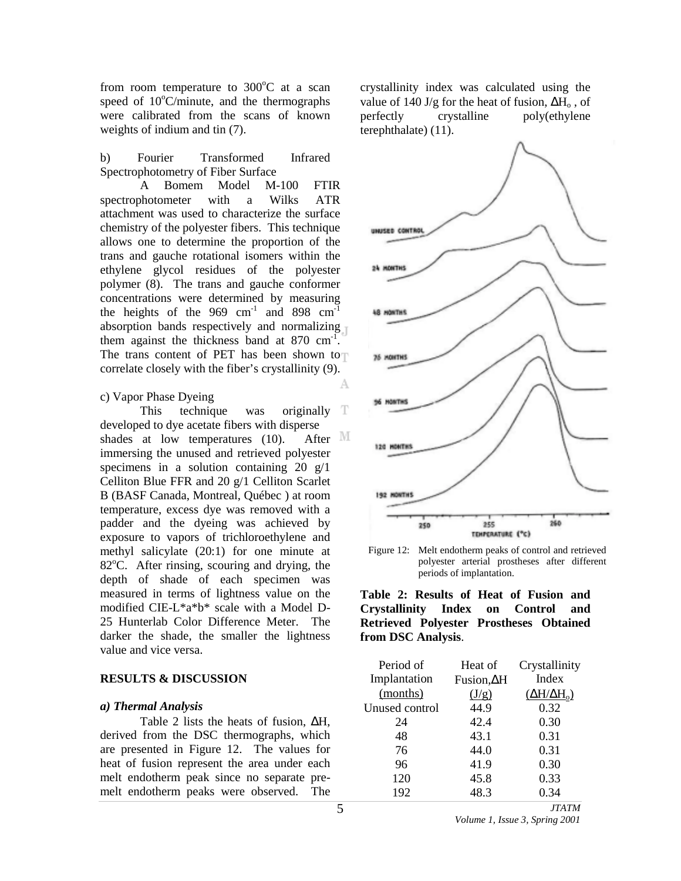from room temperature to 300°C at a scan speed of 10°C/minute, and the thermographs were calibrated from the scans of known weights of indium and tin (7).

b) Fourier Transformed Infrared Spectrophotometry of Fiber Surface

A Bomem Model M-100 FTIR spectrophotometer with a Wilks ATR attachment was used to characterize the surface chemistry of the polyester fibers. This technique allows one to determine the proportion of the trans and gauche rotational isomers within the ethylene glycol residues of the polyester polymer (8). The trans and gauche conformer concentrations were determined by measuring the heights of the 969 $cm^{-1}$ and 898 $cm^{-1}$ absorption bands respectively and normalizing them against the thickness band at 870 $cm^{-1}$. The trans content of PET has been shown to correlate closely with the fiber's crystallinity (9).

c) Vapor Phase Dyeing

This technique was originally developed to dye acetate fibers with disperse shades at low temperatures (10). After immersing the unused and retrieved polyester specimens in a solution containing 20 g/1 Celliton Blue FFR and 20 g/1 Celliton Scarlet B (BASF Canada, Montreal, Québec ) at room temperature, excess dye was removed with a padder and the dyeing was achieved by exposure to vapors of trichloroethylene and methyl salicylate (20:1) for one minute at 82°C. After rinsing, scouring and drying, the depth of shade of each specimen was measured in terms of lightness value on the modified CIE-L*a*b* scale with a Model D-25 Hunterlab Color Difference Meter. The darker the shade, the smaller the lightness value and vice versa.

## RESULTS & DISCUSSION

### *a) Thermal Analysis*

Table 2 lists the heats of fusion, $\Delta H$, derived from the DSC thermographs, which are presented in Figure 12. The values for heat of fusion represent the area under each melt endotherm peak since no separate pre-melt endotherm peaks were observed. The crystallinity index was calculated using the value of 140 J/g for the heat of fusion, $\Delta H_o$ , of perfectly crystalline poly(ethylene terephthalate) (11).

Figure 12: Melt endotherm peaks of control and retrieved polyester arterial prostheses after different periods of implantation.

**Table 2: Results of Heat of Fusion and Crystallinity Index on Control and Retrieved Polyester Prostheses Obtained from DSC Analysis**.

| Period of Implantation (months) | Heat of Fusion, $\Delta H$ (J/g) | Crystallinity Index ($\Delta H/\Delta H_o$) |
|---|---|---|
| Unused control | 44.9 | 0.32 |
| 24 | 42.4 | 0.30 |
| 48 | 43.1 | 0.31 |
| 76 | 44.0 | 0.31 |
| 96 | 41.9 | 0.30 |
| 120 | 45.8 | 0.33 |
| 192 | 48.3 | 0.34 |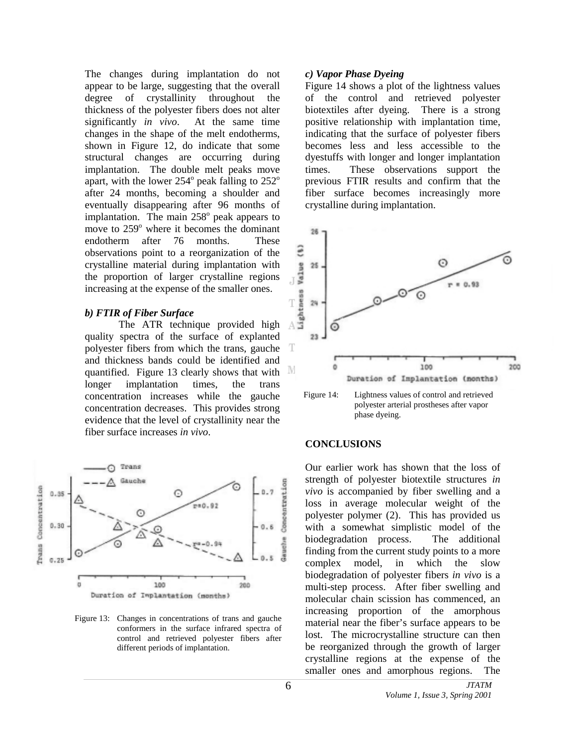The changes during implantation do not appear to be large, suggesting that the overall degree of crystallinity throughout the thickness of the polyester fibers does not alter significantly *in vivo*. At the same time changes in the shape of the melt endotherms, shown in Figure 12, do indicate that some structural changes are occurring during implantation. The double melt peaks move apart, with the lower 254$^o$ peak falling to 252$^o$ after 24 months, becoming a shoulder and eventually disappearing after 96 months of implantation. The main 258$^o$ peak appears to move to 259$^o$ where it becomes the dominant endotherm after 76 months. These observations point to a reorganization of the crystalline material during implantation with the proportion of larger crystalline regions increasing at the expense of the smaller ones.

***b) FTIR of Fiber Surface***

The ATR technique provided high quality spectra of the surface of explanted polyester fibers from which the trans, gauche and thickness bands could be identified and quantified. Figure 13 clearly shows that with longer implantation times, the trans concentration increases while the gauche concentration decreases. This provides strong evidence that the level of crystallinity near the fiber surface increases *in vivo*.

Figure 13: Changes in concentrations of trans and gauche conformers in the surface infrared spectra of control and retrieved polyester fibers after different periods of implantation.

***c) Vapor Phase Dyeing***

Figure 14 shows a plot of the lightness values of the control and retrieved polyester biotextiles after dyeing. There is a strong positive relationship with implantation time, indicating that the surface of polyester fibers becomes less and less accessible to the dyestuffs with longer and longer implantation times. These observations support the previous FTIR results and confirm that the fiber surface becomes increasingly more crystalline during implantation.

Figure 14: Lightness values of control and retrieved polyester arterial prostheses after vapor phase dyeing.

**CONCLUSIONS**

Our earlier work has shown that the loss of strength of polyester biotextile structures *in vivo* is accompanied by fiber swelling and a loss in average molecular weight of the polyester polymer (2). This has provided us with a somewhat simplistic model of the biodegradation process. The additional finding from the current study points to a more complex model, in which the slow biodegradation of polyester fibers *in vivo* is a multi-step process. After fiber swelling and molecular chain scission has commenced, an increasing proportion of the amorphous material near the fiber's surface appears to be lost. The microcrystalline structure can then be reorganized through the growth of larger crystalline regions at the expense of the smaller ones and amorphous regions. The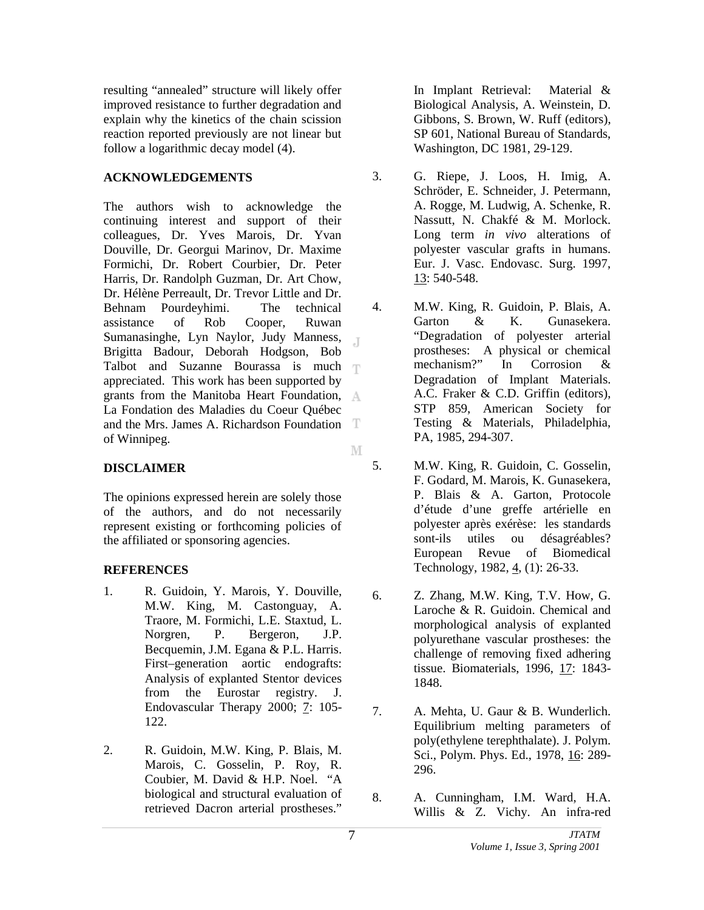resulting "annealed" structure will likely offer improved resistance to further degradation and explain why the kinetics of the chain scission reaction reported previously are not linear but follow a logarithmic decay model (4).

## ACKNOWLEDGEMENTS

The authors wish to acknowledge the continuing interest and support of their colleagues, Dr. Yves Marois, Dr. Yvan Douville, Dr. Georgui Marinov, Dr. Maxime Formichi, Dr. Robert Courbier, Dr. Peter Harris, Dr. Randolph Guzman, Dr. Art Chow, Dr. Hélène Perreault, Dr. Trevor Little and Dr. Behnam Pourdeyhimi. The technical assistance of Rob Cooper, Ruwan Sumanasinghe, Lyn Naylor, Judy Manness, Brigitta Badour, Deborah Hodgson, Bob Talbot and Suzanne Bourassa is much appreciated. This work has been supported by grants from the Manitoba Heart Foundation, La Fondation des Maladies du Coeur Québec and the Mrs. James A. Richardson Foundation of Winnipeg.

## DISCLAIMER

The opinions expressed herein are solely those of the authors, and do not necessarily represent existing or forthcoming policies of the affiliated or sponsoring agencies.

## REFERENCES

1. R. Guidoin, Y. Marois, Y. Douville, M.W. King, M. Castonguay, A. Traore, M. Formichi, L.E. Staxtud, L. Norgren, P. Bergeron, J.P. Becquemin, J.M. Egana & P.L. Harris. First–generation aortic endografts: Analysis of explanted Stentor devices from the Eurostar registry. J. Endovascular Therapy 2000; 7: 105-122.

2. R. Guidoin, M.W. King, P. Blais, M. Marois, C. Gosselin, P. Roy, R. Coubier, M. David & H.P. Noel. "A biological and structural evaluation of retrieved Dacron arterial prostheses." In Implant Retrieval: Material & Biological Analysis, A. Weinstein, D. Gibbons, S. Brown, W. Ruff (editors), SP 601, National Bureau of Standards, Washington, DC 1981, 29-129.

3. G. Riepe, J. Loos, H. Imig, A. Schröder, E. Schneider, J. Petermann, A. Rogge, M. Ludwig, A. Schenke, R. Nassutt, N. Chakfé & M. Morlock. Long term *in vivo* alterations of polyester vascular grafts in humans. Eur. J. Vasc. Endovasc. Surg. 1997, 13: 540-548.

4. M.W. King, R. Guidoin, P. Blais, A. Garton & K. Gunasekera. "Degradation of polyester arterial prostheses: A physical or chemical mechanism?" In Corrosion & Degradation of Implant Materials. A.C. Fraker & C.D. Griffin (editors), STP 859, American Society for Testing & Materials, Philadelphia, PA, 1985, 294-307.

5. M.W. King, R. Guidoin, C. Gosselin, F. Godard, M. Marois, K. Gunasekera, P. Blais & A. Garton, Protocole d'étude d'une greffe artérielle en polyester après exérèse: les standards sont-ils utiles ou désagréables? European Revue of Biomedical Technology, 1982, 4, (1): 26-33.

6. Z. Zhang, M.W. King, T.V. How, G. Laroche & R. Guidoin. Chemical and morphological analysis of explanted polyurethane vascular prostheses: the challenge of removing fixed adhering tissue. Biomaterials, 1996, 17: 1843-1848.

7. A. Mehta, U. Gaur & B. Wunderlich. Equilibrium melting parameters of poly(ethylene terephthalate). J. Polym. Sci., Polym. Phys. Ed., 1978, 16: 289-296.

8. A. Cunningham, I.M. Ward, H.A. Willis & Z. Vichy. An infra-red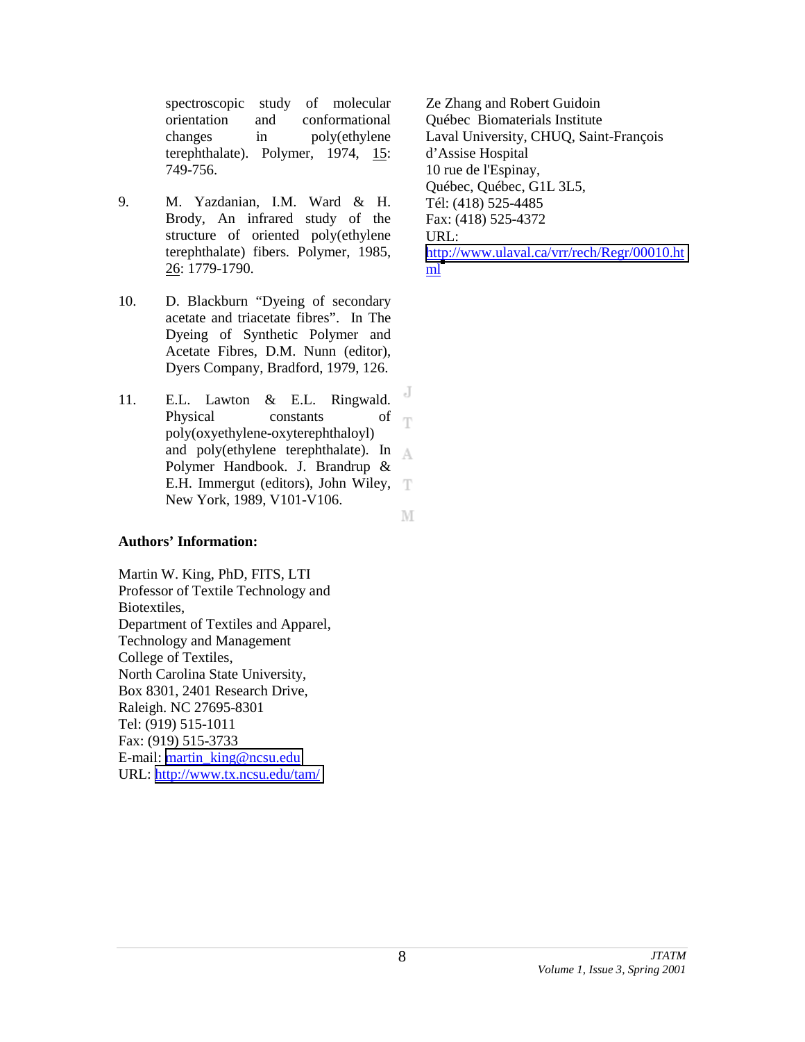spectroscopic study of molecular orientation and conformational changes in poly(ethylene terephthalate). Polymer, 1974, 15: 749-756.

9. M. Yazdanian, I.M. Ward & H. Brody, An infrared study of the structure of oriented poly(ethylene terephthalate) fibers. Polymer, 1985, 26: 1779-1790.

10. D. Blackburn "Dyeing of secondary acetate and triacetate fibres". In The Dyeing of Synthetic Polymer and Acetate Fibres, D.M. Nunn (editor), Dyers Company, Bradford, 1979, 126.

11. E.L. Lawton & E.L. Ringwald. Physical constants of poly(oxyethylene-oxyterephthaloyl) and poly(ethylene terephthalate). In Polymer Handbook. J. Brandrup & E.H. Immergut (editors), John Wiley, New York, 1989, V101-V106.

### Authors' Information:

Martin W. King, PhD, FITS, LTI
Professor of Textile Technology and Biotextiles,
Department of Textiles and Apparel, Technology and Management
College of Textiles,
North Carolina State University,
Box 8301, 2401 Research Drive,
Raleigh. NC 27695-8301
Tel: (919) 515-1011
Fax: (919) 515-3733
E-mail: martin_king@ncsu.edu
URL: http://www.tx.ncsu.edu/tam/

Ze Zhang and Robert Guidoin
Québec Biomaterials Institute
Laval University, CHUQ, Saint-François d'Assise Hospital
10 rue de l'Espinay,
Québec, Québec, G1L 3L5,
Tél: (418) 525-4485
Fax: (418) 525-4372
URL:
http://www.ulaval.ca/vrr/rech/Regr/00010.html